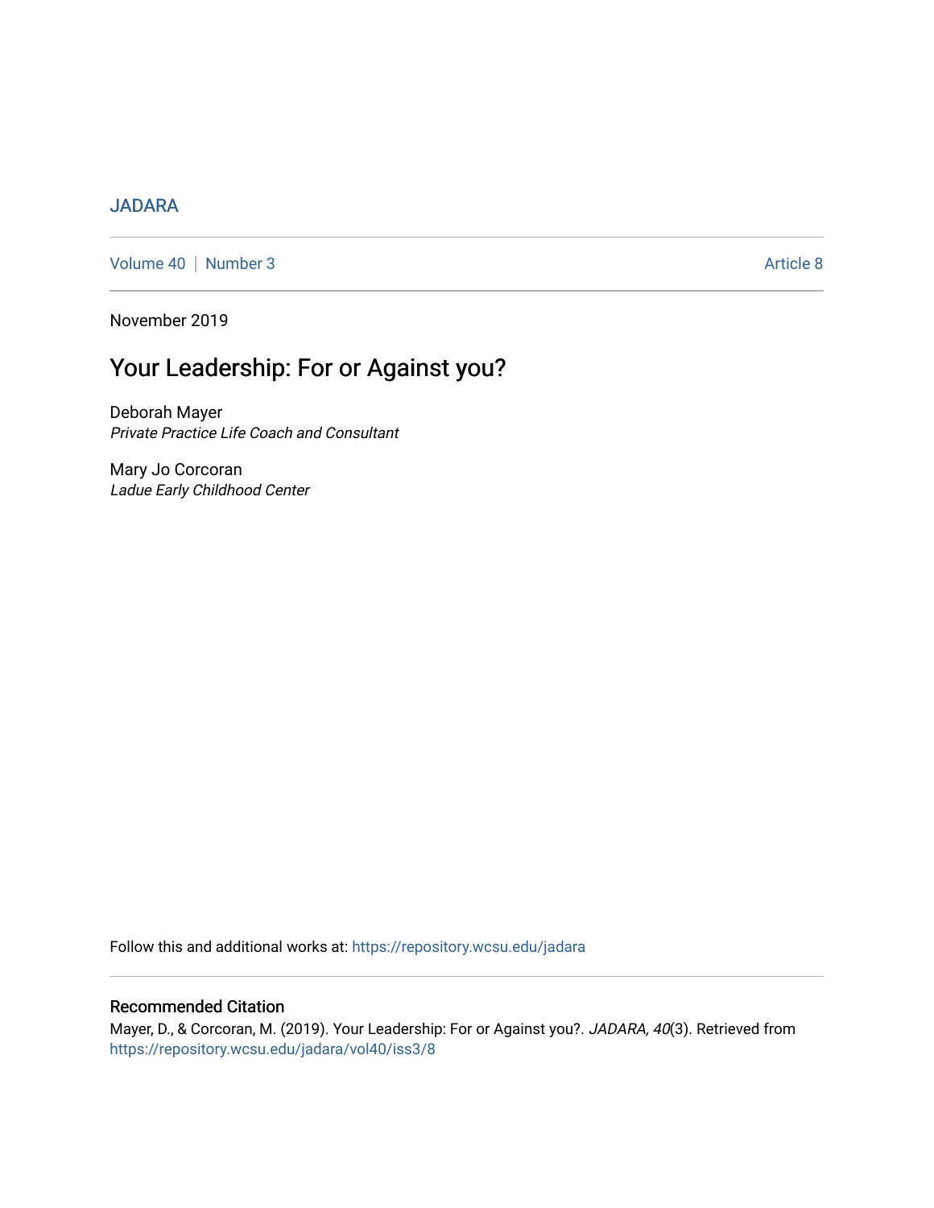JADARA

Volume 40 | Number 3 | Article 8

November 2019

# Your Leadership: For or Against you?

Deborah Mayer
*Private Practice Life Coach and Consultant*

Mary Jo Corcoran
*Ladue Early Childhood Center*

Follow this and additional works at: https://repository.wcsu.edu/jadara

## Recommended Citation

Mayer, D., & Corcoran, M. (2019). Your Leadership: For or Against you?. *JADARA, 40*(3). Retrieved from https://repository.wcsu.edu/jadara/vol40/iss3/8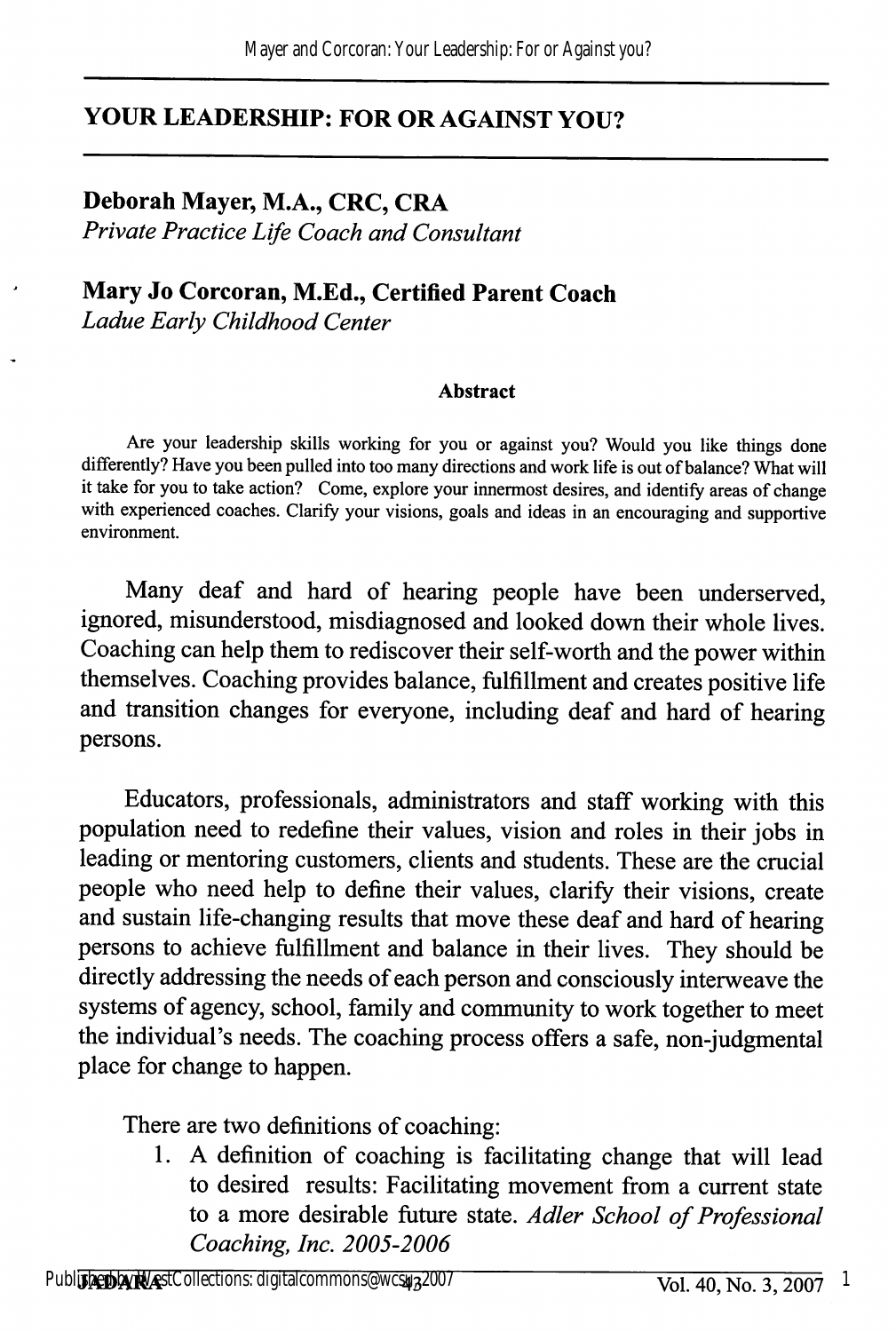# YOUR LEADERSHIP: FOR OR AGAINST YOU?

**Deborah Mayer, M.A., CRC, CRA**
*Private Practice Life Coach and Consultant*

**Mary Jo Corcoran, M.Ed., Certified Parent Coach**
*Ladue Early Childhood Center*

### Abstract

Are your leadership skills working for you or against you? Would you like things done differently? Have you been pulled into too many directions and work life is out of balance? What will it take for you to take action? Come, explore your innermost desires, and identify areas of change with experienced coaches. Clarify your visions, goals and ideas in an encouraging and supportive environment.

Many deaf and hard of hearing people have been underserved, ignored, misunderstood, misdiagnosed and looked down their whole lives. Coaching can help them to rediscover their self-worth and the power within themselves. Coaching provides balance, fulfillment and creates positive life and transition changes for everyone, including deaf and hard of hearing persons.

Educators, professionals, administrators and staff working with this population need to redefine their values, vision and roles in their jobs in leading or mentoring customers, clients and students. These are the crucial people who need help to define their values, clarify their visions, create and sustain life-changing results that move these deaf and hard of hearing persons to achieve fulfillment and balance in their lives. They should be directly addressing the needs of each person and consciously interweave the systems of agency, school, family and community to work together to meet the individual's needs. The coaching process offers a safe, non-judgmental place for change to happen.

There are two definitions of coaching:

1. A definition of coaching is facilitating change that will lead to desired results: Facilitating movement from a current state to a more desirable future state. *Adler School of Professional Coaching, Inc. 2005-2006*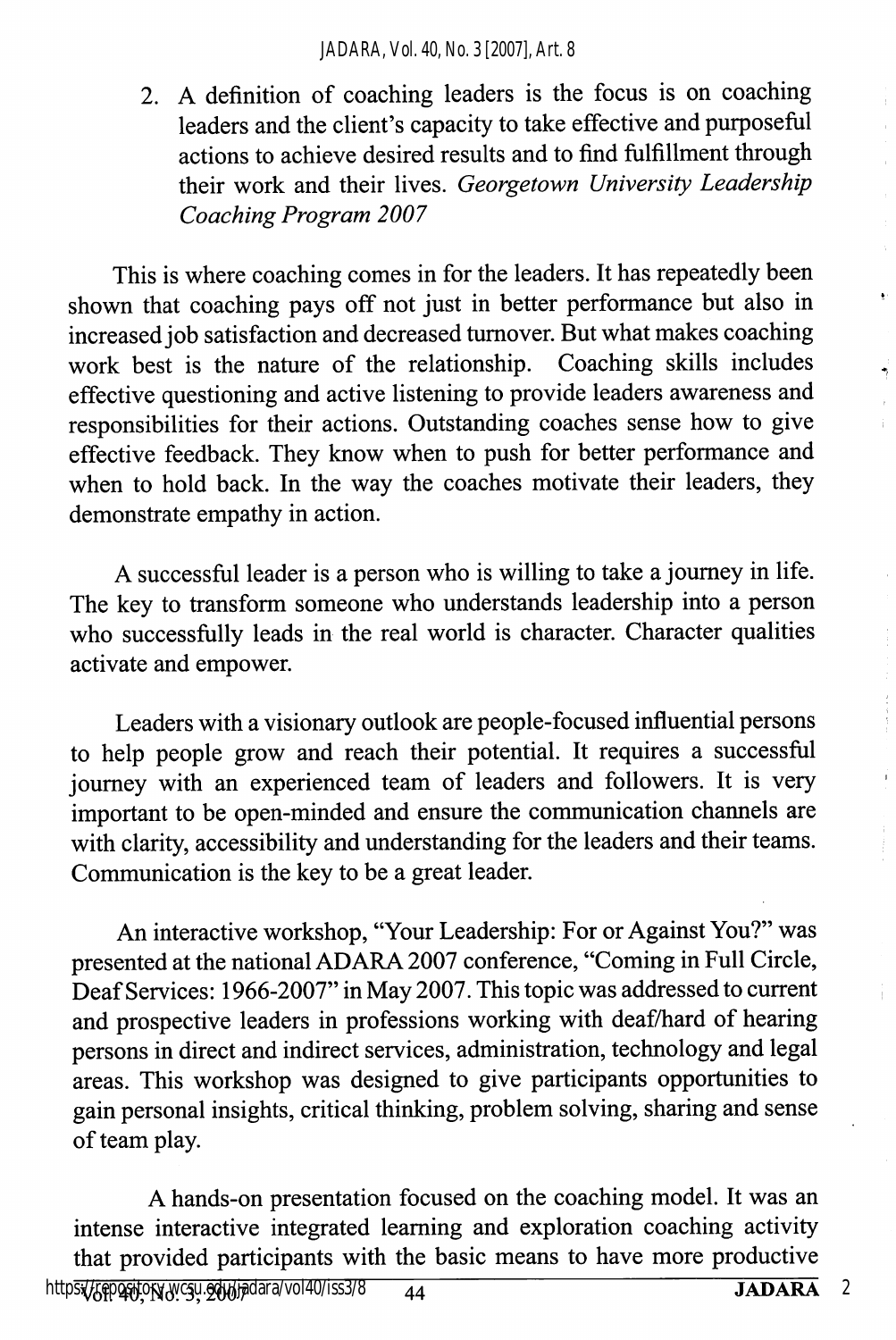2. A definition of coaching leaders is the focus is on coaching leaders and the client's capacity to take effective and purposeful actions to achieve desired results and to find fulfillment through their work and their lives. *Georgetown University Leadership Coaching Program 2007*

This is where coaching comes in for the leaders. It has repeatedly been shown that coaching pays off not just in better performance but also in increased job satisfaction and decreased turnover. But what makes coaching work best is the nature of the relationship. Coaching skills includes effective questioning and active listening to provide leaders awareness and responsibilities for their actions. Outstanding coaches sense how to give effective feedback. They know when to push for better performance and when to hold back. In the way the coaches motivate their leaders, they demonstrate empathy in action.

A successful leader is a person who is willing to take a journey in life. The key to transform someone who understands leadership into a person who successfully leads in the real world is character. Character qualities activate and empower.

Leaders with a visionary outlook are people-focused influential persons to help people grow and reach their potential. It requires a successful journey with an experienced team of leaders and followers. It is very important to be open-minded and ensure the communication channels are with clarity, accessibility and understanding for the leaders and their teams. Communication is the key to be a great leader.

An interactive workshop, "Your Leadership: For or Against You?" was presented at the national ADARA 2007 conference, "Coming in Full Circle, Deaf Services: 1966-2007" in May 2007. This topic was addressed to current and prospective leaders in professions working with deaf/hard of hearing persons in direct and indirect services, administration, technology and legal areas. This workshop was designed to give participants opportunities to gain personal insights, critical thinking, problem solving, sharing and sense of team play.

A hands-on presentation focused on the coaching model. It was an intense interactive integrated learning and exploration coaching activity that provided participants with the basic means to have more productive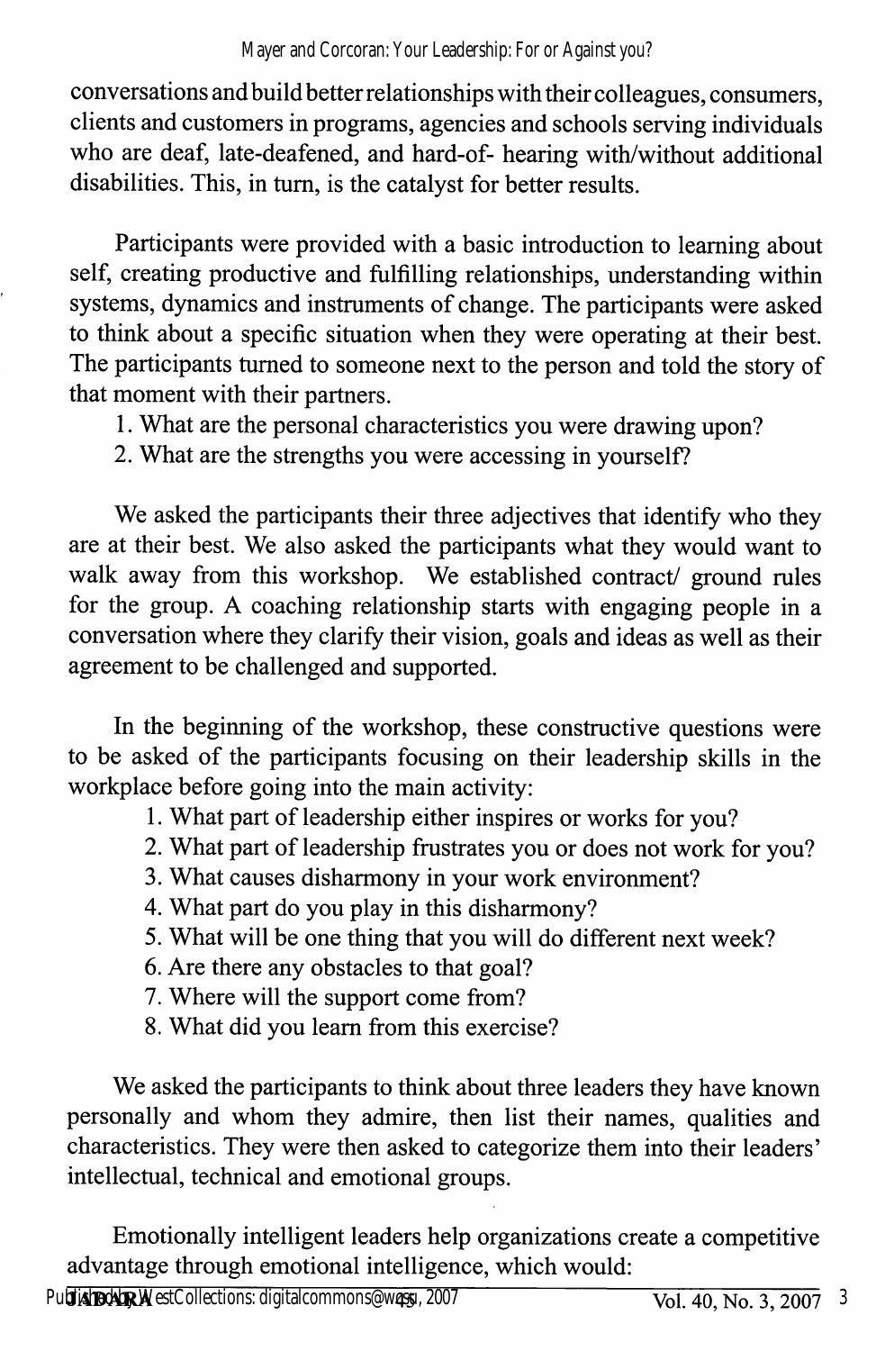conversations and build better relationships with their colleagues, consumers, clients and customers in programs, agencies and schools serving individuals who are deaf, late-deafened, and hard-of- hearing with/without additional disabilities. This, in turn, is the catalyst for better results.

Participants were provided with a basic introduction to learning about self, creating productive and fulfilling relationships, understanding within systems, dynamics and instruments of change. The participants were asked to think about a specific situation when they were operating at their best. The participants turned to someone next to the person and told the story of that moment with their partners.

1. What are the personal characteristics you were drawing upon?
2. What are the strengths you were accessing in yourself?

We asked the participants their three adjectives that identify who they are at their best. We also asked the participants what they would want to walk away from this workshop. We established contract/ ground rules for the group. A coaching relationship starts with engaging people in a conversation where they clarify their vision, goals and ideas as well as their agreement to be challenged and supported.

In the beginning of the workshop, these constructive questions were to be asked of the participants focusing on their leadership skills in the workplace before going into the main activity:

1. What part of leadership either inspires or works for you?
2. What part of leadership frustrates you or does not work for you?
3. What causes disharmony in your work environment?
4. What part do you play in this disharmony?
5. What will be one thing that you will do different next week?
6. Are there any obstacles to that goal?
7. Where will the support come from?
8. What did you learn from this exercise?

We asked the participants to think about three leaders they have known personally and whom they admire, then list their names, qualities and characteristics. They were then asked to categorize them into their leaders' intellectual, technical and emotional groups.

Emotionally intelligent leaders help organizations create a competitive advantage through emotional intelligence, which would: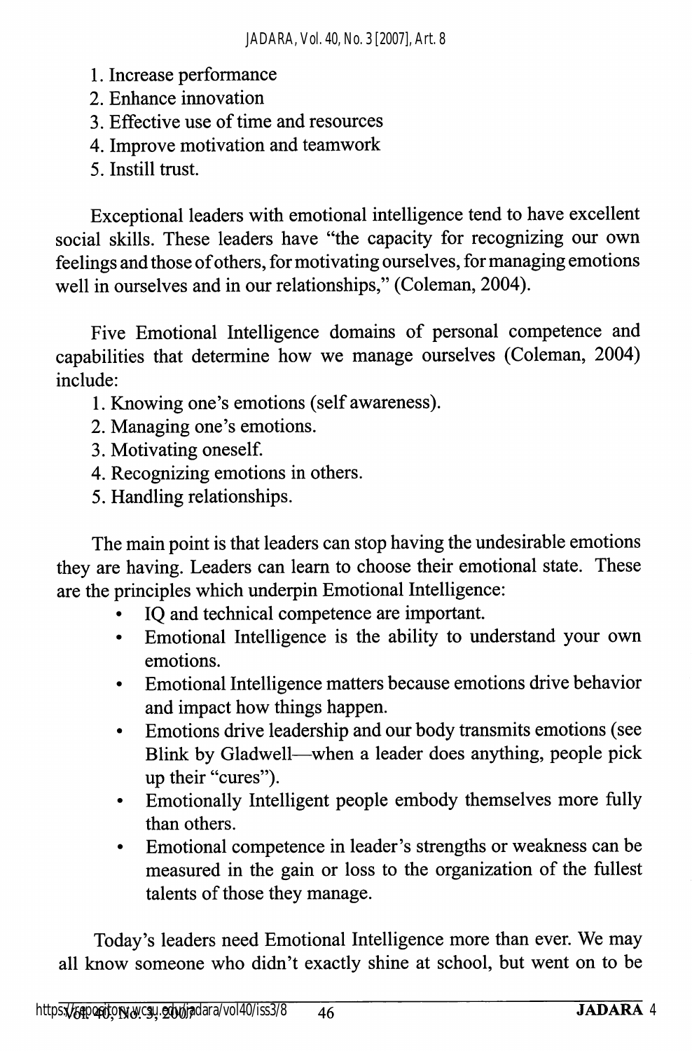1. Increase performance
2. Enhance innovation
3. Effective use of time and resources
4. Improve motivation and teamwork
5. Instill trust.

Exceptional leaders with emotional intelligence tend to have excellent social skills. These leaders have "the capacity for recognizing our own feelings and those of others, for motivating ourselves, for managing emotions well in ourselves and in our relationships," (Coleman, 2004).

Five Emotional Intelligence domains of personal competence and capabilities that determine how we manage ourselves (Coleman, 2004) include:

1. Knowing one's emotions (self awareness).
2. Managing one's emotions.
3. Motivating oneself.
4. Recognizing emotions in others.
5. Handling relationships.

The main point is that leaders can stop having the undesirable emotions they are having. Leaders can learn to choose their emotional state. These are the principles which underpin Emotional Intelligence:

- IQ and technical competence are important.
- Emotional Intelligence is the ability to understand your own emotions.
- Emotional Intelligence matters because emotions drive behavior and impact how things happen.
- Emotions drive leadership and our body transmits emotions (see Blink by Gladwell—when a leader does anything, people pick up their "cures").
- Emotionally Intelligent people embody themselves more fully than others.
- Emotional competence in leader's strengths or weakness can be measured in the gain or loss to the organization of the fullest talents of those they manage.

Today's leaders need Emotional Intelligence more than ever. We may all know someone who didn't exactly shine at school, but went on to be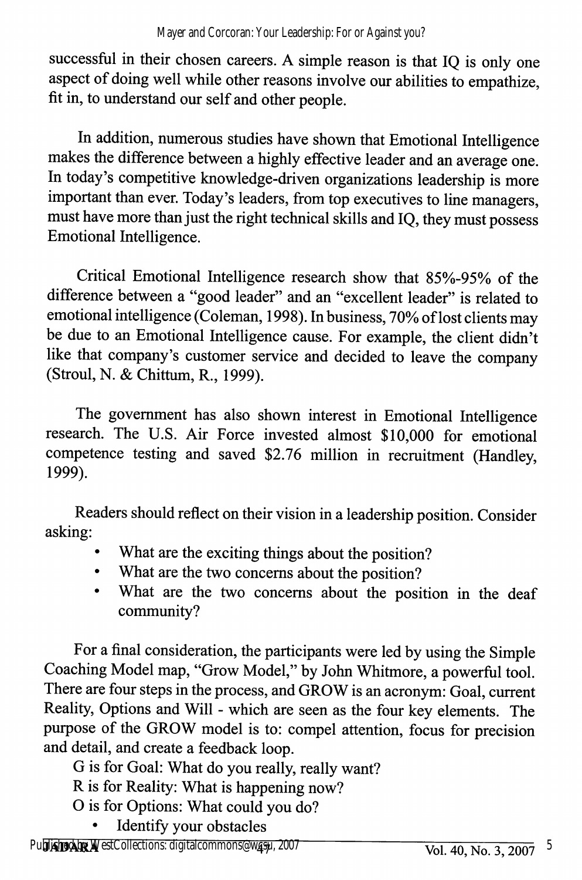successful in their chosen careers. A simple reason is that IQ is only one aspect of doing well while other reasons involve our abilities to empathize, fit in, to understand our self and other people.

In addition, numerous studies have shown that Emotional Intelligence makes the difference between a highly effective leader and an average one. In today's competitive knowledge-driven organizations leadership is more important than ever. Today's leaders, from top executives to line managers, must have more than just the right technical skills and IQ, they must possess Emotional Intelligence.

Critical Emotional Intelligence research show that 85%-95% of the difference between a "good leader" and an "excellent leader" is related to emotional intelligence (Coleman, 1998). In business, 70% of lost clients may be due to an Emotional Intelligence cause. For example, the client didn't like that company's customer service and decided to leave the company (Stroul, N. & Chittum, R., 1999).

The government has also shown interest in Emotional Intelligence research. The U.S. Air Force invested almost $10,000 for emotional competence testing and saved $2.76 million in recruitment (Handley, 1999).

Readers should reflect on their vision in a leadership position. Consider asking:

- What are the exciting things about the position?
- What are the two concerns about the position?
- What are the two concerns about the position in the deaf community?

For a final consideration, the participants were led by using the Simple Coaching Model map, "Grow Model," by John Whitmore, a powerful tool. There are four steps in the process, and GROW is an acronym: Goal, current Reality, Options and Will - which are seen as the four key elements. The purpose of the GROW model is to: compel attention, focus for precision and detail, and create a feedback loop.

G is for Goal: What do you really, really want?

R is for Reality: What is happening now?

O is for Options: What could you do?

- Identify your obstacles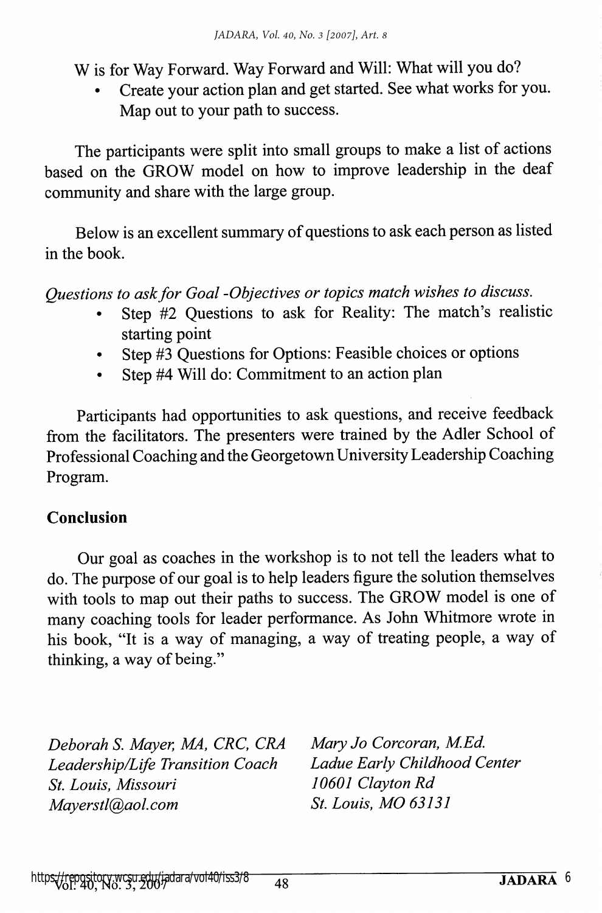W is for Way Forward. Way Forward and Will: What will you do?

- Create your action plan and get started. See what works for you. Map out to your path to success.

The participants were split into small groups to make a list of actions based on the GROW model on how to improve leadership in the deaf community and share with the large group.

Below is an excellent summary of questions to ask each person as listed in the book.

*Questions to ask for Goal -Objectives or topics match wishes to discuss.*

- Step #2 Questions to ask for Reality: The match's realistic starting point
- Step #3 Questions for Options: Feasible choices or options
- Step #4 Will do: Commitment to an action plan

Participants had opportunities to ask questions, and receive feedback from the facilitators. The presenters were trained by the Adler School of Professional Coaching and the Georgetown University Leadership Coaching Program.

## Conclusion

Our goal as coaches in the workshop is to not tell the leaders what to do. The purpose of our goal is to help leaders figure the solution themselves with tools to map out their paths to success. The GROW model is one of many coaching tools for leader performance. As John Whitmore wrote in his book, "It is a way of managing, a way of treating people, a way of thinking, a way of being."

*Deborah S. Mayer, MA, CRC, CRA*
*Leadership/Life Transition Coach*
*St. Louis, Missouri*
*Mayerstl@aol.com*

*Mary Jo Corcoran, M.Ed.*
*Ladue Early Childhood Center*
*10601 Clayton Rd*
*St. Louis, MO 63131*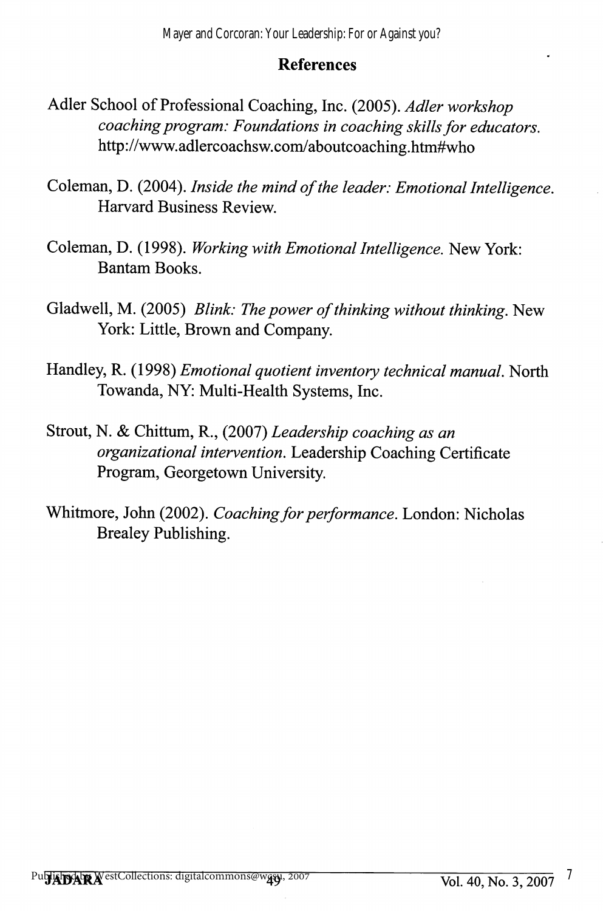## References

Adler School of Professional Coaching, Inc. (2005). *Adler workshop coaching program: Foundations in coaching skills for educators.* http://www.adlercoachsw.com/aboutcoaching.htm#who

Coleman, D. (2004). *Inside the mind of the leader: Emotional Intelligence.* Harvard Business Review.

Coleman, D. (1998). *Working with Emotional Intelligence.* New York: Bantam Books.

Gladwell, M. (2005) *Blink: The power of thinking without thinking.* New York: Little, Brown and Company.

Handley, R. (1998) *Emotional quotient inventory technical manual.* North Towanda, NY: Multi-Health Systems, Inc.

Strout, N. & Chittum, R., (2007) *Leadership coaching as an organizational intervention.* Leadership Coaching Certificate Program, Georgetown University.

Whitmore, John (2002). *Coaching for performance.* London: Nicholas Brealey Publishing.